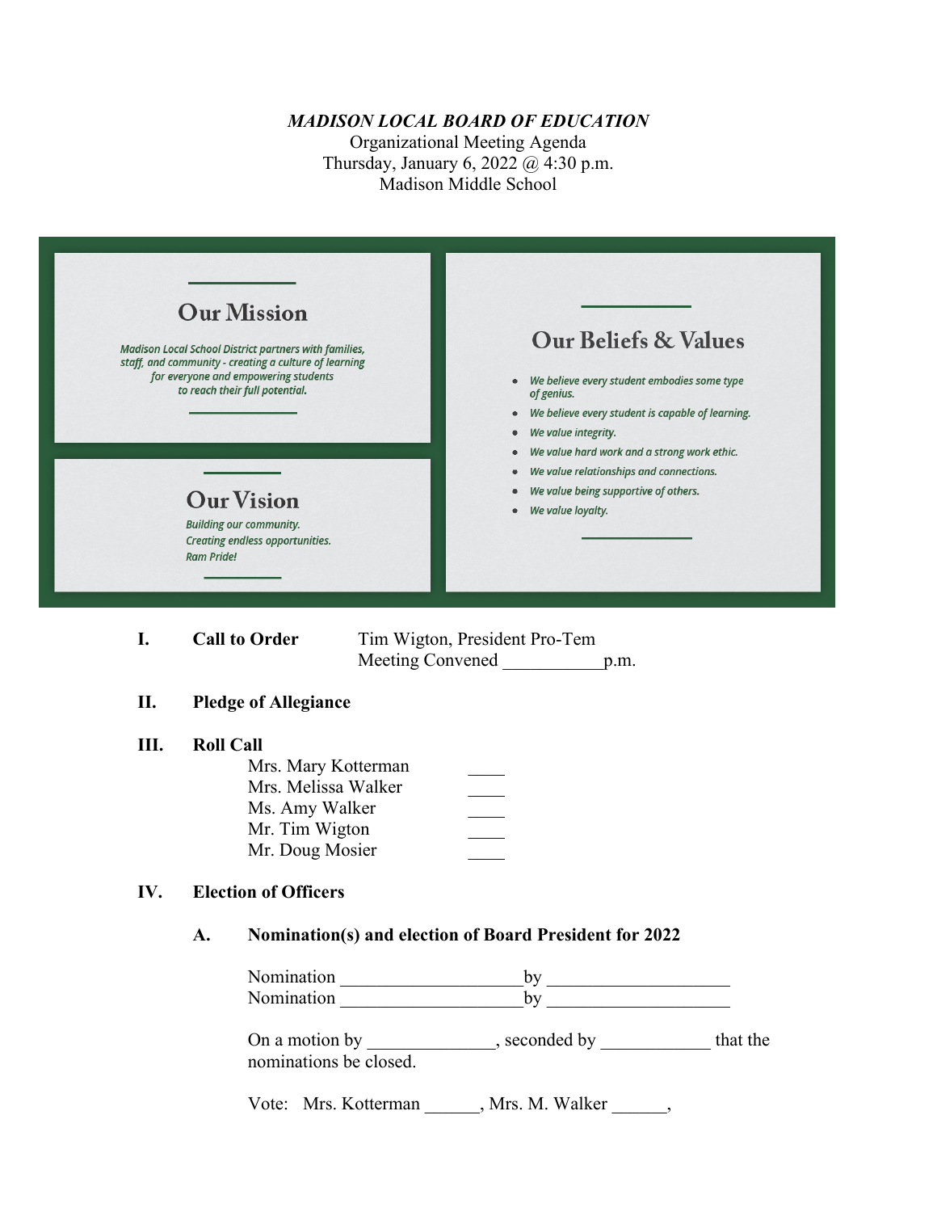*MADISON LOCAL BOARD OF EDUCATION*

Organizational Meeting Agenda

Thursday, January 6, 2022 @ 4:30 p.m.

Madison Middle School

## Our Mission

*Madison Local School District partners with families, staff, and community - creating a culture of learning for everyone and empowering students to reach their full potential.*

## Our Vision

*Building our community.*
*Creating endless opportunities.*
*Ram Pride!*

## Our Beliefs & Values

- *We believe every student embodies some type of genius.*
- *We believe every student is capable of learning.*
- *We value integrity.*
- *We value hard work and a strong work ethic.*
- *We value relationships and connections.*
- *We value being supportive of others.*
- *We value loyalty.*

**I. Call to Order** Tim Wigton, President Pro-Tem

Meeting Convened ___________p.m.

**II. Pledge of Allegiance**

**III. Roll Call**

Mrs. Mary Kotterman ____
Mrs. Melissa Walker ____
Ms. Amy Walker ____
Mr. Tim Wigton ____
Mr. Doug Mosier ____

**IV. Election of Officers**

**A. Nomination(s) and election of Board President for 2022**

Nomination ____________________by ____________________
Nomination ____________________by ____________________

On a motion by ______________, seconded by ____________ that the nominations be closed.

Vote: Mrs. Kotterman ______, Mrs. M. Walker ______,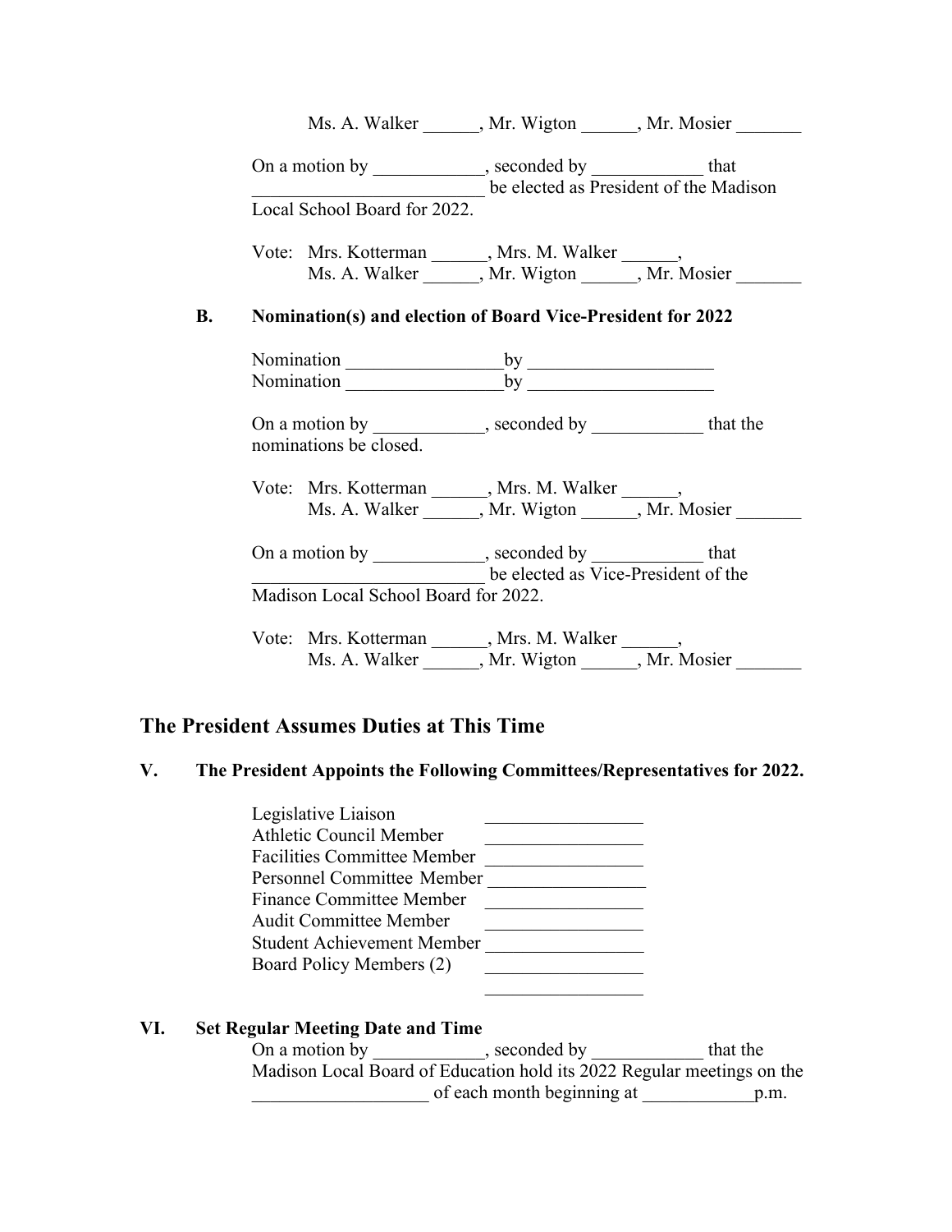Ms. A. Walker ______, Mr. Wigton ______, Mr. Mosier _______

On a motion by ____________, seconded by ____________ that _________________________ be elected as President of the Madison Local School Board for 2022.

Vote: Mrs. Kotterman ______, Mrs. M. Walker ______,
Ms. A. Walker ______, Mr. Wigton ______, Mr. Mosier _______

**B. Nomination(s) and election of Board Vice-President for 2022**

Nomination _________________by ____________________
Nomination _________________by ____________________

On a motion by ____________, seconded by ____________ that the nominations be closed.

Vote: Mrs. Kotterman ______, Mrs. M. Walker ______,
Ms. A. Walker ______, Mr. Wigton ______, Mr. Mosier _______

On a motion by ____________, seconded by ____________ that _________________________ be elected as Vice-President of the Madison Local School Board for 2022.

Vote: Mrs. Kotterman ______, Mrs. M. Walker ______,
Ms. A. Walker ______, Mr. Wigton ______, Mr. Mosier _______

## The President Assumes Duties at This Time

### V. The President Appoints the Following Committees/Representatives for 2022.

Legislative Liaison _________________
Athletic Council Member _________________
Facilities Committee Member _________________
Personnel Committee Member _________________
Finance Committee Member _________________
Audit Committee Member _________________
Student Achievement Member _________________
Board Policy Members (2) _________________
_________________

### VI. Set Regular Meeting Date and Time

On a motion by ____________, seconded by ____________ that the Madison Local Board of Education hold its 2022 Regular meetings on the ___________________ of each month beginning at ____________p.m.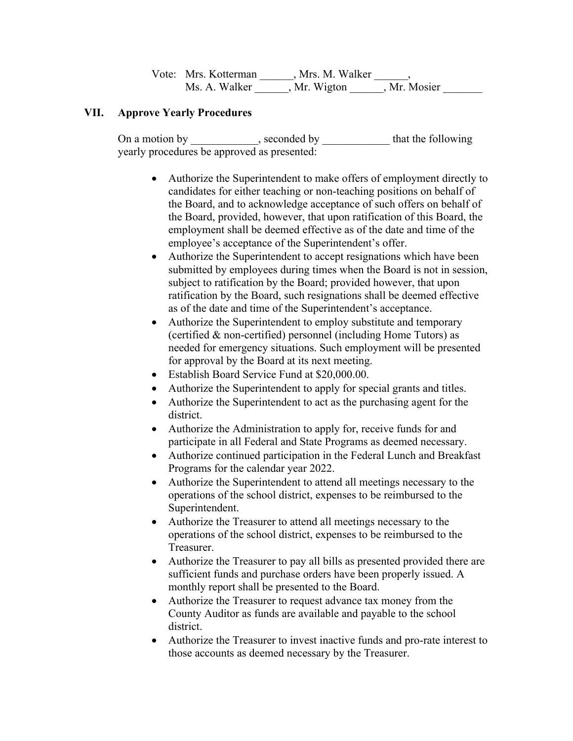Vote: Mrs. Kotterman ______, Mrs. M. Walker ______,
Ms. A. Walker ______, Mr. Wigton ______, Mr. Mosier _______

## VII. Approve Yearly Procedures

On a motion by ____________, seconded by ____________ that the following yearly procedures be approved as presented:

- Authorize the Superintendent to make offers of employment directly to candidates for either teaching or non-teaching positions on behalf of the Board, and to acknowledge acceptance of such offers on behalf of the Board, provided, however, that upon ratification of this Board, the employment shall be deemed effective as of the date and time of the employee's acceptance of the Superintendent's offer.
- Authorize the Superintendent to accept resignations which have been submitted by employees during times when the Board is not in session, subject to ratification by the Board; provided however, that upon ratification by the Board, such resignations shall be deemed effective as of the date and time of the Superintendent's acceptance.
- Authorize the Superintendent to employ substitute and temporary (certified & non-certified) personnel (including Home Tutors) as needed for emergency situations. Such employment will be presented for approval by the Board at its next meeting.
- Establish Board Service Fund at $20,000.00.
- Authorize the Superintendent to apply for special grants and titles.
- Authorize the Superintendent to act as the purchasing agent for the district.
- Authorize the Administration to apply for, receive funds for and participate in all Federal and State Programs as deemed necessary.
- Authorize continued participation in the Federal Lunch and Breakfast Programs for the calendar year 2022.
- Authorize the Superintendent to attend all meetings necessary to the operations of the school district, expenses to be reimbursed to the Superintendent.
- Authorize the Treasurer to attend all meetings necessary to the operations of the school district, expenses to be reimbursed to the Treasurer.
- Authorize the Treasurer to pay all bills as presented provided there are sufficient funds and purchase orders have been properly issued. A monthly report shall be presented to the Board.
- Authorize the Treasurer to request advance tax money from the County Auditor as funds are available and payable to the school district.
- Authorize the Treasurer to invest inactive funds and pro-rate interest to those accounts as deemed necessary by the Treasurer.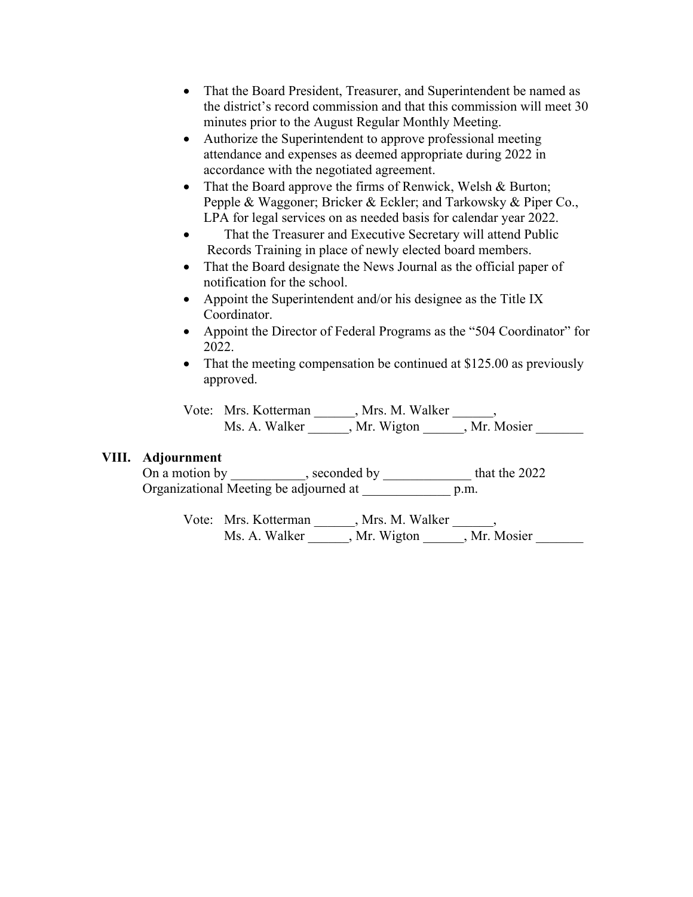- That the Board President, Treasurer, and Superintendent be named as the district's record commission and that this commission will meet 30 minutes prior to the August Regular Monthly Meeting.
- Authorize the Superintendent to approve professional meeting attendance and expenses as deemed appropriate during 2022 in accordance with the negotiated agreement.
- That the Board approve the firms of Renwick, Welsh & Burton; Pepple & Waggoner; Bricker & Eckler; and Tarkowsky & Piper Co., LPA for legal services on as needed basis for calendar year 2022.
- That the Treasurer and Executive Secretary will attend Public Records Training in place of newly elected board members.
- That the Board designate the News Journal as the official paper of notification for the school.
- Appoint the Superintendent and/or his designee as the Title IX Coordinator.
- Appoint the Director of Federal Programs as the "504 Coordinator" for 2022.
- That the meeting compensation be continued at $125.00 as previously approved.

Vote: Mrs. Kotterman ______, Mrs. M. Walker ______,
Ms. A. Walker ______, Mr. Wigton ______, Mr. Mosier _______

## VIII. Adjournment

On a motion by ___________, seconded by _____________ that the 2022 Organizational Meeting be adjourned at _____________ p.m.

Vote: Mrs. Kotterman ______, Mrs. M. Walker ______,
Ms. A. Walker ______, Mr. Wigton ______, Mr. Mosier _______